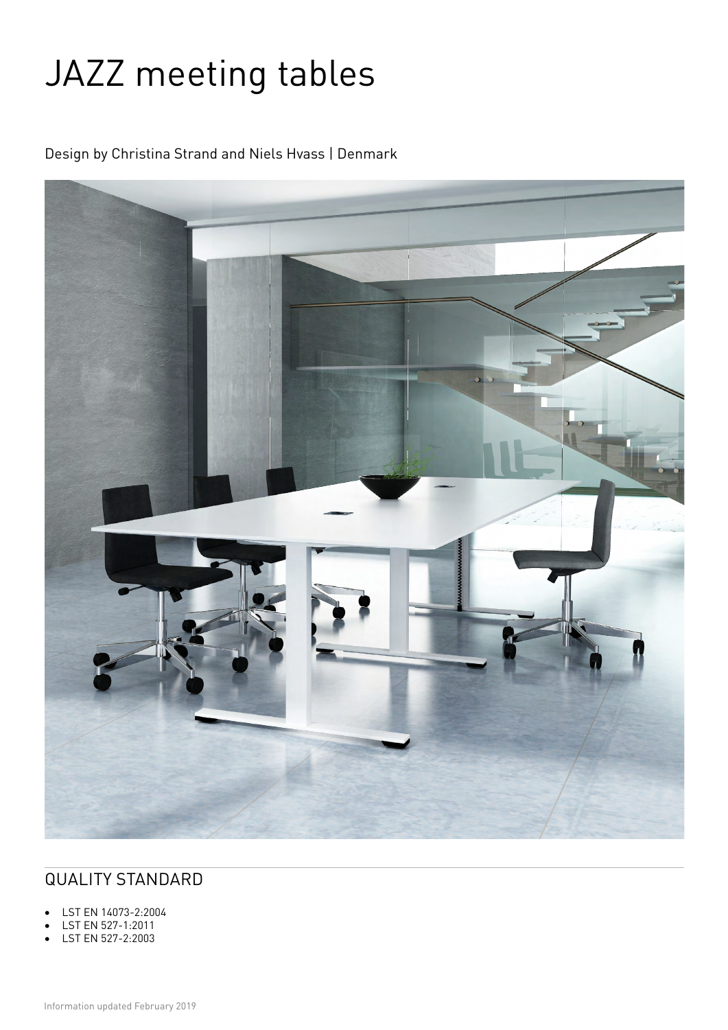# JAZZ meeting tables

Design by Christina Strand and Niels Hvass | Denmark

## QUALITY STANDARD

- LST EN 14073-2:2004
- LST EN 527-1:2011
- LST EN 527-2:2003

Information updated February 2019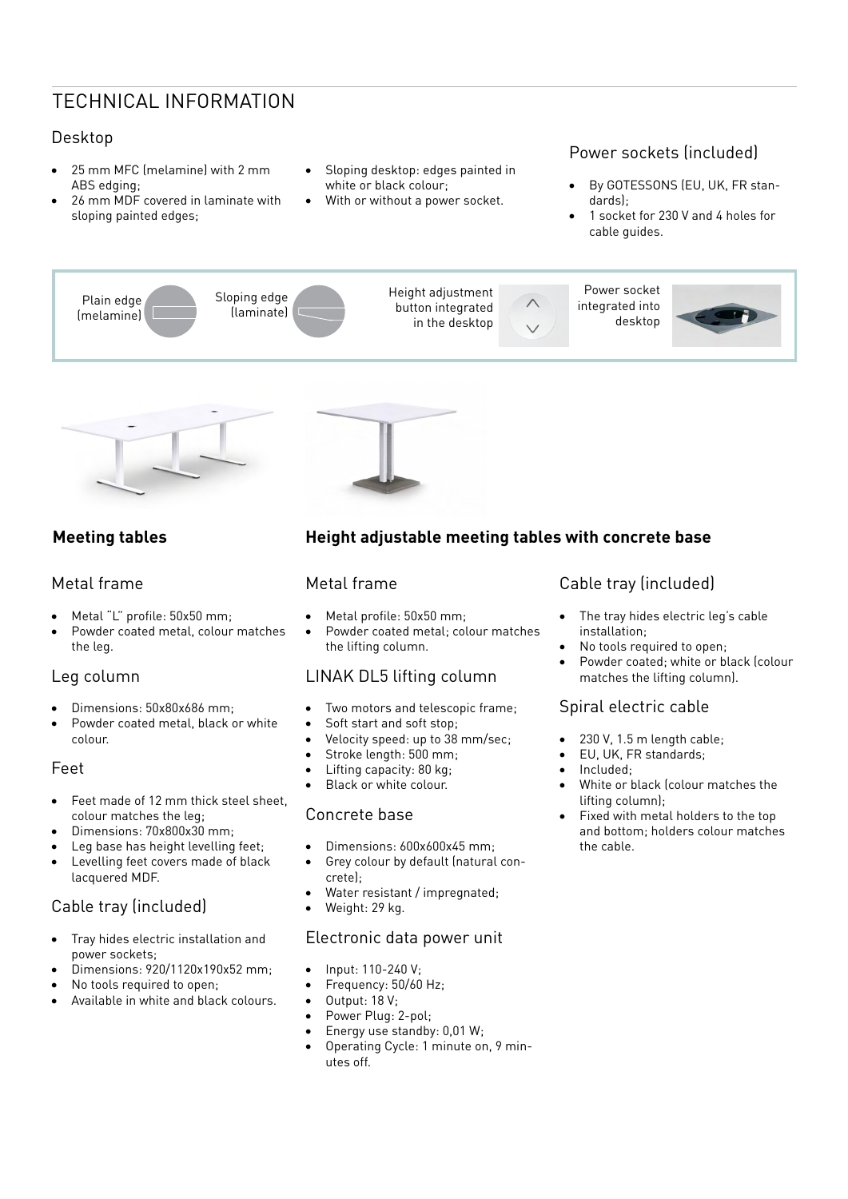# TECHNICAL INFORMATION

## Desktop

- 25 mm MFC (melamine) with 2 mm ABS edging;
- 26 mm MDF covered in laminate with sloping painted edges;
- Sloping desktop: edges painted in white or black colour;
- With or without a power socket.

## Power sockets (included)

- By GOTESSONS (EU, UK, FR standards);
- 1 socket for 230 V and 4 holes for cable guides.

Plain edge (melamine)

Sloping edge (laminate)

Height adjustment button integrated in the desktop

Power socket integrated into desktop

## Meeting tables

### Metal frame

- Metal "L" profile: 50x50 mm;
- Powder coated metal, colour matches the leg.

### Leg column

- Dimensions: 50x80x686 mm;
- Powder coated metal, black or white colour.

### Feet

- Feet made of 12 mm thick steel sheet, colour matches the leg;
- Dimensions: 70x800x30 mm;
- Leg base has height levelling feet;
- Levelling feet covers made of black lacquered MDF.

### Cable tray (included)

- Tray hides electric installation and power sockets;
- Dimensions: 920/1120x190x52 mm;
- No tools required to open;
- Available in white and black colours.

## Height adjustable meeting tables with concrete base

### Metal frame

- Metal profile: 50x50 mm;
- Powder coated metal; colour matches the lifting column.

### LINAK DL5 lifting column

- Two motors and telescopic frame;
- Soft start and soft stop;
- Velocity speed: up to 38 mm/sec;
- Stroke length: 500 mm;
- Lifting capacity: 80 kg;
- Black or white colour.

### Concrete base

- Dimensions: 600x600x45 mm;
- Grey colour by default (natural concrete);
- Water resistant / impregnated;
- Weight: 29 kg.

### Electronic data power unit

- Input: 110-240 V;
- Frequency: 50/60 Hz;
- Output: 18 V;
- Power Plug: 2-pol;
- Energy use standby: 0,01 W;
- Operating Cycle: 1 minute on, 9 minutes off.

### Cable tray (included)

- The tray hides electric leg's cable installation;
- No tools required to open;
- Powder coated; white or black (colour matches the lifting column).

### Spiral electric cable

- 230 V, 1.5 m length cable;
- EU, UK, FR standards;
- Included;
- White or black (colour matches the lifting column);
- Fixed with metal holders to the top and bottom; holders colour matches the cable.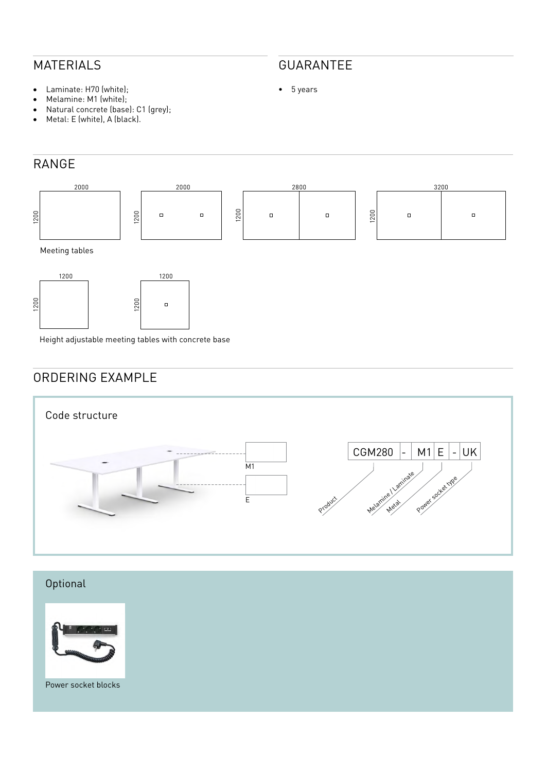## MATERIALS

- Laminate: H70 (white);
- Melamine: M1 (white);
- Natural concrete (base): C1 (grey);
- Metal: E (white), A (black).

## GUARANTEE

- 5 years

## RANGE

2000

1200

2000

1200

2800

1200

3200

1200

Meeting tables

1200

1200

1200

1200

Height adjustable meeting tables with concrete base

## ORDERING EXAMPLE

### Code structure

M1

E

CGM280 - M1 E - UK

Product

Melamine / Laminate

Metal

Power socket type

### Optional

Power socket blocks